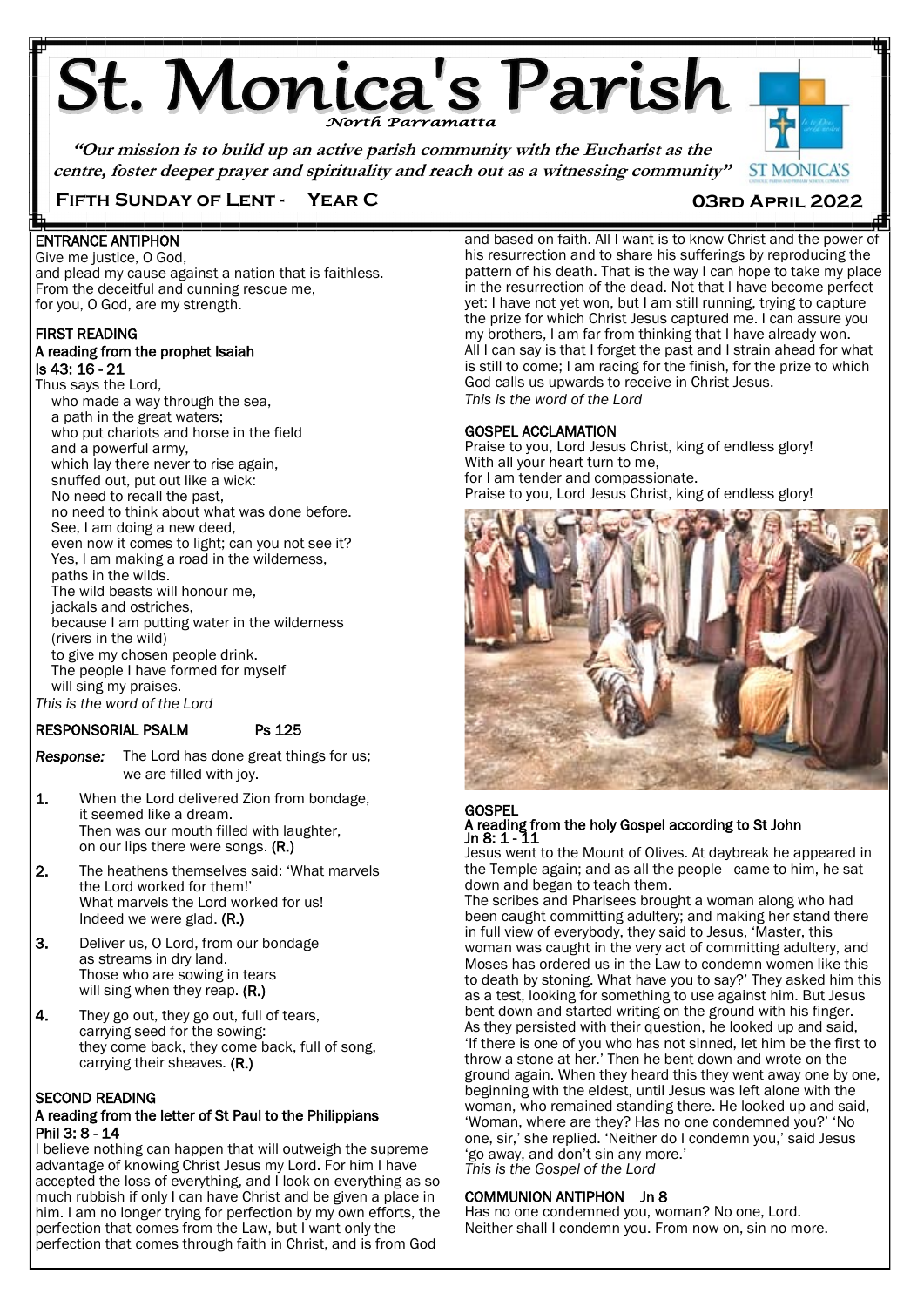# St. Monica's Parish

*North Parramatta*

***"Our mission is to build up an active parish community with the Eucharist as the centre, foster deeper prayer and spirituality and reach out as a witnessing community"***

ST MONICA'S

**FIFTH SUNDAY OF LENT - YEAR C** **03RD APRIL 2022**

## ENTRANCE ANTIPHON

Give me justice, O God,
and plead my cause against a nation that is faithless.
From the deceitful and cunning rescue me,
for you, O God, are my strength.

## FIRST READING

**A reading from the prophet Isaiah**
**Is 43: 16 - 21**

Thus says the Lord,
who made a way through the sea,
a path in the great waters;
who put chariots and horse in the field
and a powerful army,
which lay there never to rise again,
snuffed out, put out like a wick:
No need to recall the past,
no need to think about what was done before.
See, I am doing a new deed,
even now it comes to light; can you not see it?
Yes, I am making a road in the wilderness,
paths in the wilds.
The wild beasts will honour me,
jackals and ostriches,
because I am putting water in the wilderness
(rivers in the wild)
to give my chosen people drink.
The people I have formed for myself
will sing my praises.

*This is the word of the Lord*

## RESPONSORIAL PSALM Ps 125

***Response:*** The Lord has done great things for us;
we are filled with joy.

1. When the Lord delivered Zion from bondage,
it seemed like a dream.
Then was our mouth filled with laughter,
on our lips there were songs. **(R.)**

2. The heathens themselves said: 'What marvels
the Lord worked for them!'
What marvels the Lord worked for us!
Indeed we were glad. **(R.)**

3. Deliver us, O Lord, from our bondage
as streams in dry land.
Those who are sowing in tears
will sing when they reap. **(R.)**

4. They go out, they go out, full of tears,
carrying seed for the sowing:
they come back, they come back, full of song,
carrying their sheaves. **(R.)**

## SECOND READING

**A reading from the letter of St Paul to the Philippians**
**Phil 3: 8 - 14**

I believe nothing can happen that will outweigh the supreme advantage of knowing Christ Jesus my Lord. For him I have accepted the loss of everything, and I look on everything as so much rubbish if only I can have Christ and be given a place in him. I am no longer trying for perfection by my own efforts, the perfection that comes from the Law, but I want only the perfection that comes through faith in Christ, and is from God and based on faith. All I want is to know Christ and the power of his resurrection and to share his sufferings by reproducing the pattern of his death. That is the way I can hope to take my place in the resurrection of the dead. Not that I have become perfect yet: I have not yet won, but I am still running, trying to capture the prize for which Christ Jesus captured me. I can assure you my brothers, I am far from thinking that I have already won. All I can say is that I forget the past and I strain ahead for what is still to come; I am racing for the finish, for the prize to which God calls us upwards to receive in Christ Jesus.

*This is the word of the Lord*

## GOSPEL ACCLAMATION

Praise to you, Lord Jesus Christ, king of endless glory!
With all your heart turn to me,
for I am tender and compassionate.
Praise to you, Lord Jesus Christ, king of endless glory!

## GOSPEL

**A reading from the holy Gospel according to St John**
**Jn 8: 1 - 11**

Jesus went to the Mount of Olives. At daybreak he appeared in the Temple again; and as all the people came to him, he sat down and began to teach them.
The scribes and Pharisees brought a woman along who had been caught committing adultery; and making her stand there in full view of everybody, they said to Jesus, 'Master, this woman was caught in the very act of committing adultery, and Moses has ordered us in the Law to condemn women like this to death by stoning. What have you to say?' They asked him this as a test, looking for something to use against him. But Jesus bent down and started writing on the ground with his finger. As they persisted with their question, he looked up and said, 'If there is one of you who has not sinned, let him be the first to throw a stone at her.' Then he bent down and wrote on the ground again. When they heard this they went away one by one, beginning with the eldest, until Jesus was left alone with the woman, who remained standing there. He looked up and said, 'Woman, where are they? Has no one condemned you?' 'No one, sir,' she replied. 'Neither do I condemn you,' said Jesus 'go away, and don't sin any more.'

*This is the Gospel of the Lord*

## COMMUNION ANTIPHON Jn 8

Has no one condemned you, woman? No one, Lord.
Neither shall I condemn you. From now on, sin no more.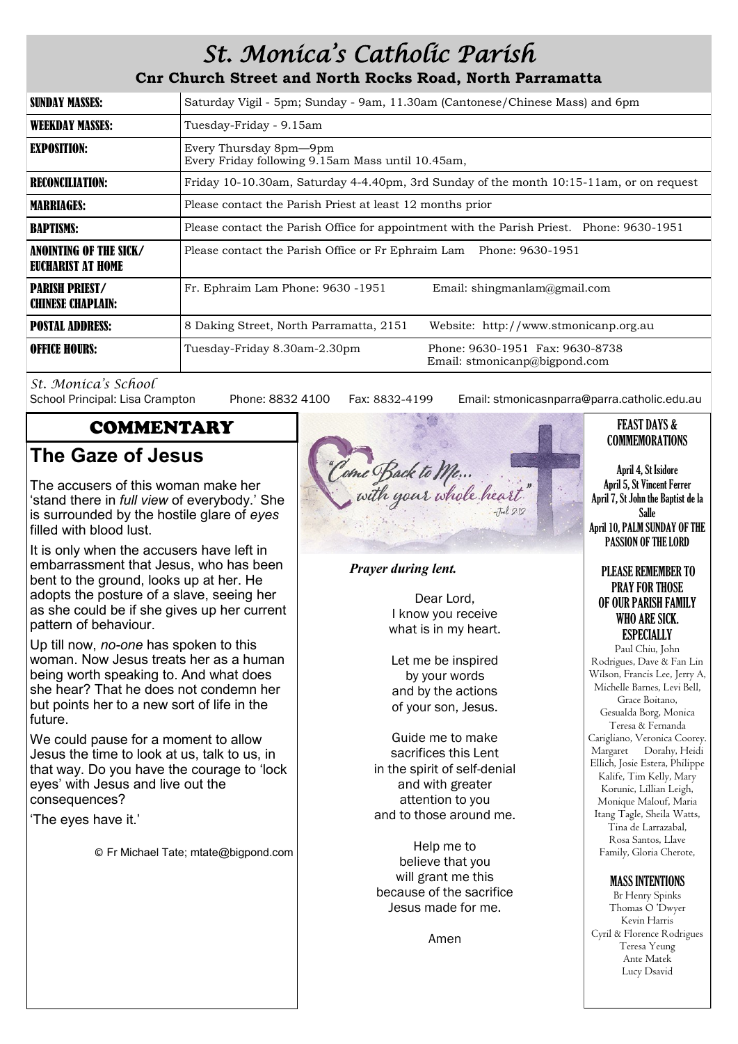# St. Monica's Catholic Parish

**Cnr Church Street and North Rocks Road, North Parramatta**

| | |
|---|---|
| **SUNDAY MASSES:** | Saturday Vigil - 5pm; Sunday - 9am, 11.30am (Cantonese/Chinese Mass) and 6pm |
| **WEEKDAY MASSES:** | Tuesday-Friday - 9.15am |
| **EXPOSITION:** | Every Thursday 8pm—9pm<br>Every Friday following 9.15am Mass until 10.45am, |
| **RECONCILIATION:** | Friday 10-10.30am, Saturday 4-4.40pm, 3rd Sunday of the month 10:15-11am, or on request |
| **MARRIAGES:** | Please contact the Parish Priest at least 12 months prior |
| **BAPTISMS:** | Please contact the Parish Office for appointment with the Parish Priest. Phone: 9630-1951 |
| **ANOINTING OF THE SICK/ EUCHARIST AT HOME** | Please contact the Parish Office or Fr Ephraim Lam Phone: 9630-1951 |
| **PARISH PRIEST/ CHINESE CHAPLAIN:** | Fr. Ephraim Lam Phone: 9630 -1951 Email: shingmanlam@gmail.com |
| **POSTAL ADDRESS:** | 8 Daking Street, North Parramatta, 2151 Website: http://www.stmonicanp.org.au |
| **OFFICE HOURS:** | Tuesday-Friday 8.30am-2.30pm Phone: 9630-1951 Fax: 9630-8738 Email: stmonicanp@bigpond.com |

*St. Monica's School*
School Principal: Lisa Crampton Phone: 8832 4100 Fax: 8832-4199 Email: stmonicasnparra@parra.catholic.edu.au

## COMMENTARY

### The Gaze of Jesus

The accusers of this woman make her 'stand there in *full view* of everybody.' She is surrounded by the hostile glare of *eyes* filled with blood lust.

It is only when the accusers have left in embarrassment that Jesus, who has been bent to the ground, looks up at her. He adopts the posture of a slave, seeing her as she could be if she gives up her current pattern of behaviour.

Up till now, *no-one* has spoken to this woman. Now Jesus treats her as a human being worth speaking to. And what does she hear? That he does not condemn her but points her to a new sort of life in the future.

We could pause for a moment to allow Jesus the time to look at us, talk to us, in that way. Do you have the courage to 'lock eyes' with Jesus and live out the consequences?

'The eyes have it.'

© Fr Michael Tate; mtate@bigpond.com

"Come Back to Me... with your whole heart" —Joel 2:12

***Prayer during lent.***

Dear Lord,
I know you receive
what is in my heart.

Let me be inspired
by your words
and by the actions
of your son, Jesus.

Guide me to make
sacrifices this Lent
in the spirit of self-denial
and with greater
attention to you
and to those around me.

Help me to
believe that you
will grant me this
because of the sacrifice
Jesus made for me.

Amen

### FEAST DAYS & COMMEMORATIONS

April 4, St Isidore
April 5, St Vincent Ferrer
April 7, St John the Baptist de la Salle
April 10, PALM SUNDAY OF THE PASSION OF THE LORD

### PLEASE REMEMBER TO PRAY FOR THOSE OF OUR PARISH FAMILY WHO ARE SICK. ESPECIALLY

Paul Chiu, John Rodrigues, Dave & Fan Lin Wilson, Francis Lee, Jerry A, Michelle Barnes, Levi Bell, Grace Boitano, Gesualda Borg, Monica Teresa & Fernanda Carigliano, Veronica Coorey, Margaret Dorahy, Heidi Ellich, Josie Estera, Philippe Kalife, Tim Kelly, Mary Korunic, Lillian Leigh, Monique Malouf, Maria Itang Tagle, Sheila Watts, Tina de Larrazabal, Rosa Santos, Llave Family, Gloria Cherote,

### MASS INTENTIONS

Br Henry Spinks
Thomas O 'Dwyer
Kevin Harris
Cyril & Florence Rodrigues
Teresa Yeung
Ante Matek
Lucy Dsavid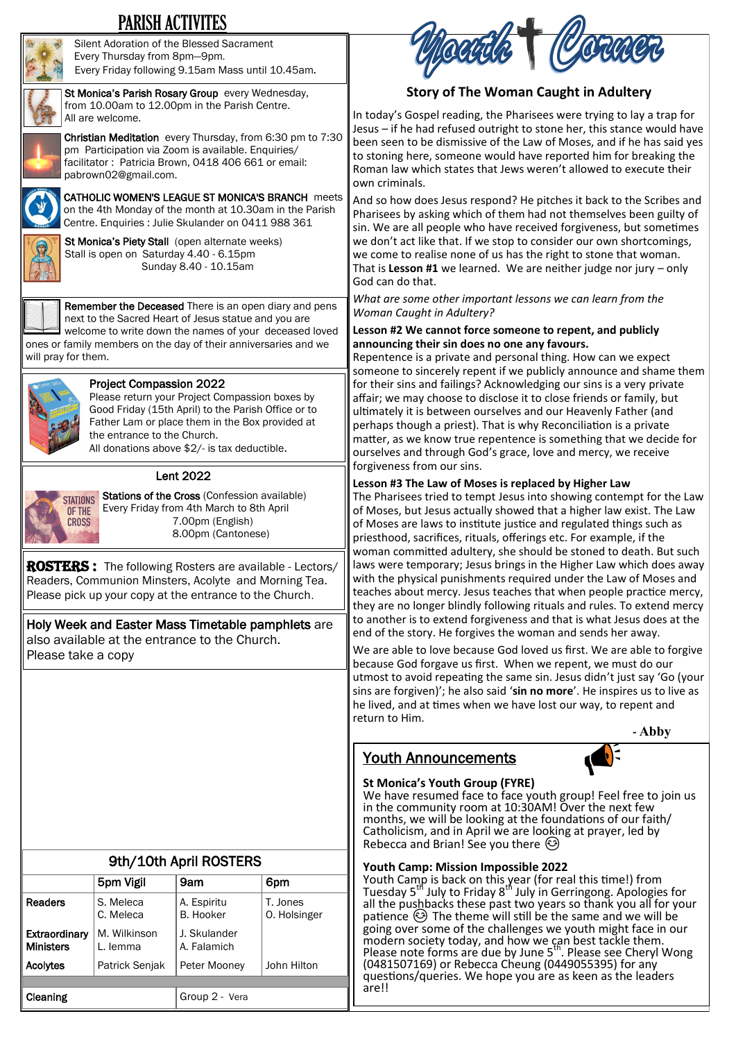# PARISH ACTIVITES

Silent Adoration of the Blessed Sacrament
Every Thursday from 8pm—9pm.
Every Friday following 9.15am Mass until 10.45am.

**St Monica's Parish Rosary Group** every Wednesday, from 10.00am to 12.00pm in the Parish Centre. All are welcome.

**Christian Meditation** every Thursday, from 6:30 pm to 7:30 pm Participation via Zoom is available. Enquiries/ facilitator : Patricia Brown, 0418 406 661 or email: pabrown02@gmail.com.

**CATHOLIC WOMEN'S LEAGUE ST MONICA'S BRANCH** meets on the 4th Monday of the month at 10.30am in the Parish Centre. Enquiries : Julie Skulander on 0411 988 361

**St Monica's Piety Stall** (open alternate weeks)
Stall is open on Saturday 4.40 - 6.15pm
Sunday 8.40 - 10.15am

**Remember the Deceased** There is an open diary and pens next to the Sacred Heart of Jesus statue and you are welcome to write down the names of your deceased loved ones or family members on the day of their anniversaries and we will pray for them.

**Project Compassion 2022**
Please return your Project Compassion boxes by Good Friday (15th April) to the Parish Office or to Father Lam or place them in the Box provided at the entrance to the Church.
All donations above $2/- is tax deductible.

## Lent 2022

**Stations of the Cross** (Confession available)
Every Friday from 4th March to 8th April
7.00pm (English)
8.00pm (Cantonese)

**ROSTERS :** The following Rosters are available - Lectors/ Readers, Communion Minsters, Acolyte and Morning Tea. Please pick up your copy at the entrance to the Church.

**Holy Week and Easter Mass Timetable pamphlets** are also available at the entrance to the Church.
Please take a copy

## 9th/10th April ROSTERS

| | 5pm Vigil | 9am | 6pm |
|---|---|---|---|
| **Readers** | S. Meleca<br>C. Meleca | A. Espiritu<br>B. Hooker | T. Jones<br>O. Holsinger |
| **Extraordinary Ministers** | M. Wilkinson<br>L. Iemma | J. Skulander<br>A. Falamich | |
| **Acolytes** | Patrick Senjak | Peter Mooney | John Hilton |
| | | | |
| **Cleaning** | | Group 2 - Vera | |

# Youth Corner

## Story of The Woman Caught in Adultery

In today's Gospel reading, the Pharisees were trying to lay a trap for Jesus – if he had refused outright to stone her, this stance would have been seen to be dismissive of the Law of Moses, and if he had said yes to stoning here, someone would have reported him for breaking the Roman law which states that Jews weren't allowed to execute their own criminals.

And so how does Jesus respond? He pitches it back to the Scribes and Pharisees by asking which of them had not themselves been guilty of sin. We are all people who have received forgiveness, but sometimes we don't act like that. If we stop to consider our own shortcomings, we come to realise none of us has the right to stone that woman. That is **Lesson #1** we learned. We are neither judge nor jury – only God can do that.

*What are some other important lessons we can learn from the Woman Caught in Adultery?*

**Lesson #2 We cannot force someone to repent, and publicly announcing their sin does no one any favours.**
Repentence is a private and personal thing. How can we expect someone to sincerely repent if we publicly announce and shame them for their sins and failings? Acknowledging our sins is a very private affair; we may choose to disclose it to close friends or family, but ultimately it is between ourselves and our Heavenly Father (and perhaps though a priest). That is why Reconciliation is a private matter, as we know true repentence is something that we decide for ourselves and through God's grace, love and mercy, we receive forgiveness from our sins.

**Lesson #3 The Law of Moses is replaced by Higher Law**
The Pharisees tried to tempt Jesus into showing contempt for the Law of Moses, but Jesus actually showed that a higher law exist. The Law of Moses are laws to institute justice and regulated things such as priesthood, sacrifices, rituals, offerings etc. For example, if the woman committed adultery, she should be stoned to death. But such laws were temporary; Jesus brings in the Higher Law which does away with the physical punishments required under the Law of Moses and teaches about mercy. Jesus teaches that when people practice mercy, they are no longer blindly following rituals and rules. To extend mercy to another is to extend forgiveness and that is what Jesus does at the end of the story. He forgives the woman and sends her away.

We are able to love because God loved us first. We are able to forgive because God forgave us first. When we repent, we must do our utmost to avoid repeating the same sin. Jesus didn't just say 'Go (your sins are forgiven)'; he also said '**sin no more**'. He inspires us to live as he lived, and at times when we have lost our way, to repent and return to Him.

**- Abby**

## Youth Announcements

**St Monica's Youth Group (FYRE)**
We have resumed face to face youth group! Feel free to join us in the community room at 10:30AM! Over the next few months, we will be looking at the foundations of our faith/ Catholicism, and in April we are looking at prayer, led by Rebecca and Brian! See you there 😊

**Youth Camp: Mission Impossible 2022**
Youth Camp is back on this year (for real this time!) from Tuesday 5th July to Friday 8th July in Gerringong. Apologies for all the pushbacks these past two years so thank you all for your patience 😊 The theme will still be the same and we will be going over some of the challenges we youth might face in our modern society today, and how we can best tackle them. Please note forms are due by June 5th. Please see Cheryl Wong (0481507169) or Rebecca Cheung (0449055395) for any questions/queries. We hope you are as keen as the leaders are!!